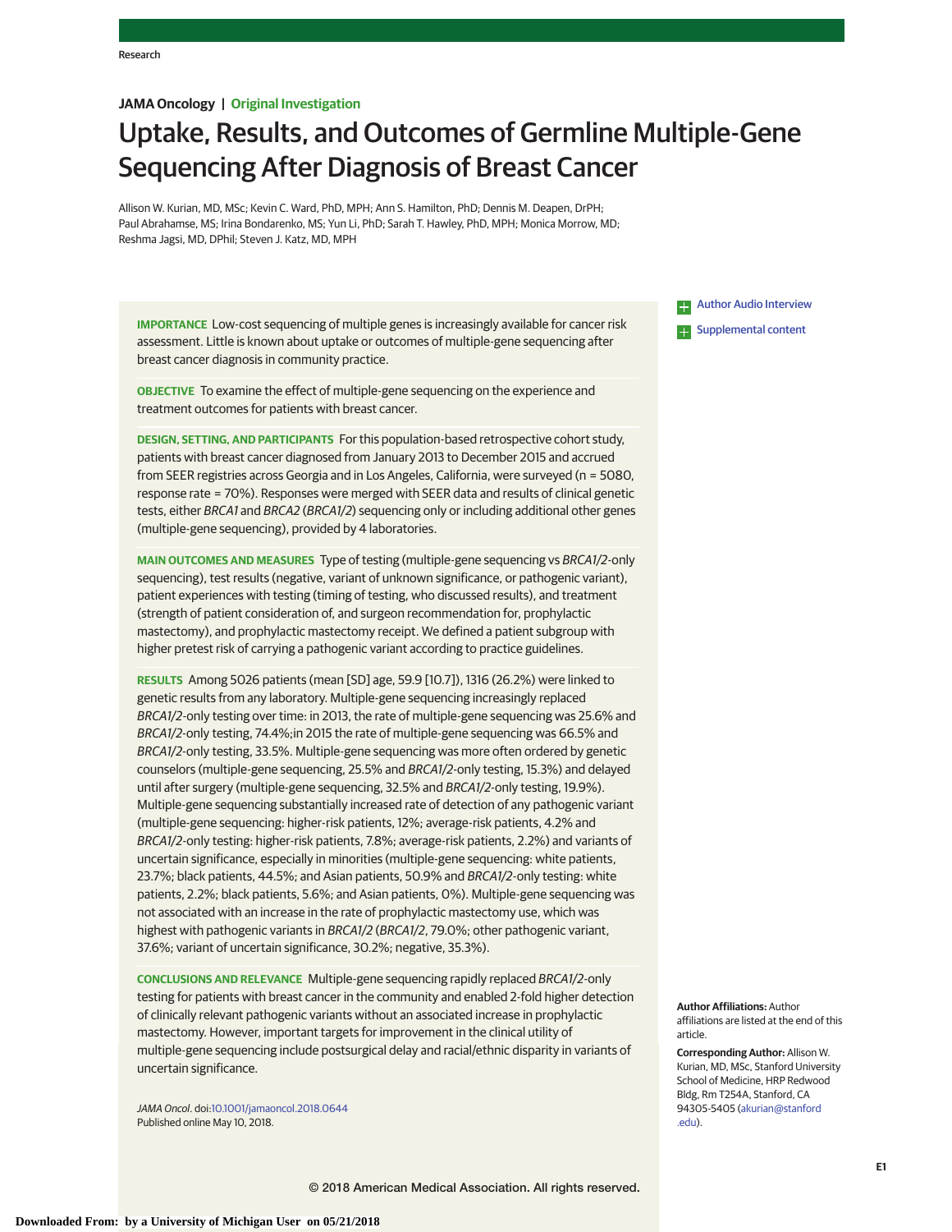JAMA Oncology | Original Investigation

# Uptake, Results, and Outcomes of Germline Multiple-Gene Sequencing After Diagnosis of Breast Cancer

Allison W. Kurian, MD, MSc; Kevin C. Ward, PhD, MPH; Ann S. Hamilton, PhD; Dennis M. Deapen, DrPH; Paul Abrahamse, MS; Irina Bondarenko, MS; Yun Li, PhD; Sarah T. Hawley, PhD, MPH; Monica Morrow, MD; Reshma Jagsi, MD, DPhil; Steven J. Katz, MD, MPH

**IMPORTANCE** Low-cost sequencing of multiple genes is increasingly available for cancer risk assessment. Little is known about uptake or outcomes of multiple-gene sequencing after breast cancer diagnosis in community practice.

**OBJECTIVE** To examine the effect of multiple-gene sequencing on the experience and treatment outcomes for patients with breast cancer.

**DESIGN, SETTING, AND PARTICIPANTS** For this population-based retrospective cohort study, patients with breast cancer diagnosed from January 2013 to December 2015 and accrued from SEER registries across Georgia and in Los Angeles, California, were surveyed (n = 5080, response rate = 70%). Responses were merged with SEER data and results of clinical genetic tests, either *BRCA1* and *BRCA2* (*BRCA1/2*) sequencing only or including additional other genes (multiple-gene sequencing), provided by 4 laboratories.

**MAIN OUTCOMES AND MEASURES** Type of testing (multiple-gene sequencing vs *BRCA1/2*-only sequencing), test results (negative, variant of unknown significance, or pathogenic variant), patient experiences with testing (timing of testing, who discussed results), and treatment (strength of patient consideration of, and surgeon recommendation for, prophylactic mastectomy), and prophylactic mastectomy receipt. We defined a patient subgroup with higher pretest risk of carrying a pathogenic variant according to practice guidelines.

**RESULTS** Among 5026 patients (mean [SD] age, 59.9 [10.7]), 1316 (26.2%) were linked to genetic results from any laboratory. Multiple-gene sequencing increasingly replaced *BRCA1/2*-only testing over time: in 2013, the rate of multiple-gene sequencing was 25.6% and *BRCA1/2*-only testing, 74.4%;in 2015 the rate of multiple-gene sequencing was 66.5% and *BRCA1/2*-only testing, 33.5%. Multiple-gene sequencing was more often ordered by genetic counselors (multiple-gene sequencing, 25.5% and *BRCA1/2*-only testing, 15.3%) and delayed until after surgery (multiple-gene sequencing, 32.5% and *BRCA1/2*-only testing, 19.9%). Multiple-gene sequencing substantially increased rate of detection of any pathogenic variant (multiple-gene sequencing: higher-risk patients, 12%; average-risk patients, 4.2% and *BRCA1/2*-only testing: higher-risk patients, 7.8%; average-risk patients, 2.2%) and variants of uncertain significance, especially in minorities (multiple-gene sequencing: white patients, 23.7%; black patients, 44.5%; and Asian patients, 50.9% and *BRCA1/2*-only testing: white patients, 2.2%; black patients, 5.6%; and Asian patients, 0%). Multiple-gene sequencing was not associated with an increase in the rate of prophylactic mastectomy use, which was highest with pathogenic variants in *BRCA1/2* (*BRCA1/2*, 79.0%; other pathogenic variant, 37.6%; variant of uncertain significance, 30.2%; negative, 35.3%).

**CONCLUSIONS AND RELEVANCE** Multiple-gene sequencing rapidly replaced *BRCA1/2*-only testing for patients with breast cancer in the community and enabled 2-fold higher detection of clinically relevant pathogenic variants without an associated increase in prophylactic mastectomy. However, important targets for improvement in the clinical utility of multiple-gene sequencing include postsurgical delay and racial/ethnic disparity in variants of uncertain significance.

*JAMA Oncol*. doi:10.1001/jamaoncol.2018.0644
Published online May 10, 2018.

Author Audio Interview

Supplemental content

**Author Affiliations:** Author affiliations are listed at the end of this article.

**Corresponding Author:** Allison W. Kurian, MD, MSc, Stanford University School of Medicine, HRP Redwood Bldg, Rm T254A, Stanford, CA 94305-5405 (akurian@stanford.edu).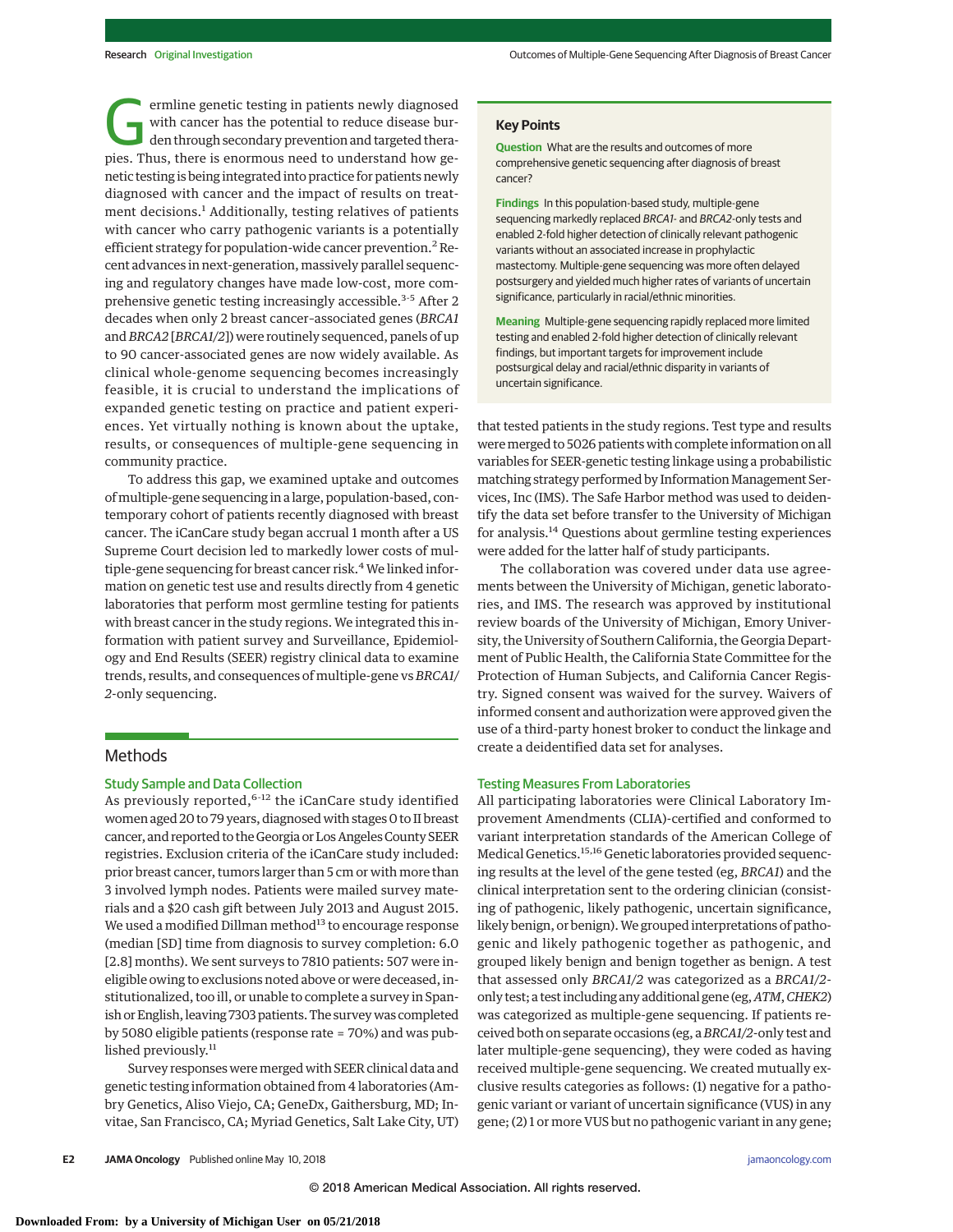Germline genetic testing in patients newly diagnosed with cancer has the potential to reduce disease burden through secondary prevention and targeted therapies. Thus, there is enormous need to understand how genetic testing is being integrated into practice for patients newly diagnosed with cancer and the impact of results on treatment decisions.[1] Additionally, testing relatives of patients with cancer who carry pathogenic variants is a potentially efficient strategy for population-wide cancer prevention.[2] Recent advances in next-generation, massively parallel sequencing and regulatory changes have made low-cost, more comprehensive genetic testing increasingly accessible.[3-5] After 2 decades when only 2 breast cancer–associated genes (*BRCA1* and *BRCA2* [*BRCA1/2*]) were routinely sequenced, panels of up to 90 cancer-associated genes are now widely available. As clinical whole-genome sequencing becomes increasingly feasible, it is crucial to understand the implications of expanded genetic testing on practice and patient experiences. Yet virtually nothing is known about the uptake, results, or consequences of multiple-gene sequencing in community practice.

To address this gap, we examined uptake and outcomes of multiple-gene sequencing in a large, population-based, contemporary cohort of patients recently diagnosed with breast cancer. The iCanCare study began accrual 1 month after a US Supreme Court decision led to markedly lower costs of multiple-gene sequencing for breast cancer risk.[4] We linked information on genetic test use and results directly from 4 genetic laboratories that perform most germline testing for patients with breast cancer in the study regions. We integrated this information with patient survey and Surveillance, Epidemiology and End Results (SEER) registry clinical data to examine trends, results, and consequences of multiple-gene vs *BRCA1/2*-only sequencing.

**Key Points**

**Question** What are the results and outcomes of more comprehensive genetic sequencing after diagnosis of breast cancer?

**Findings** In this population-based study, multiple-gene sequencing markedly replaced *BRCA1*- and *BRCA2*-only tests and enabled 2-fold higher detection of clinically relevant pathogenic variants without an associated increase in prophylactic mastectomy. Multiple-gene sequencing was more often delayed postsurgery and yielded much higher rates of variants of uncertain significance, particularly in racial/ethnic minorities.

**Meaning** Multiple-gene sequencing rapidly replaced more limited testing and enabled 2-fold higher detection of clinically relevant findings, but important targets for improvement include postsurgical delay and racial/ethnic disparity in variants of uncertain significance.

## Methods

### Study Sample and Data Collection

As previously reported,[6-12] the iCanCare study identified women aged 20 to 79 years, diagnosed with stages 0 to II breast cancer, and reported to the Georgia or Los Angeles County SEER registries. Exclusion criteria of the iCanCare study included: prior breast cancer, tumors larger than 5 cm or with more than 3 involved lymph nodes. Patients were mailed survey materials and a $20 cash gift between July 2013 and August 2015. We used a modified Dillman method[13] to encourage response (median [SD] time from diagnosis to survey completion: 6.0 [2.8] months). We sent surveys to 7810 patients: 507 were ineligible owing to exclusions noted above or were deceased, institutionalized, too ill, or unable to complete a survey in Spanish or English, leaving 7303 patients. The survey was completed by 5080 eligible patients (response rate = 70%) and was published previously.[11]

Survey responses were merged with SEER clinical data and genetic testing information obtained from 4 laboratories (Ambry Genetics, Aliso Viejo, CA; GeneDx, Gaithersburg, MD; Invitae, San Francisco, CA; Myriad Genetics, Salt Lake City, UT) that tested patients in the study regions. Test type and results were merged to 5026 patients with complete information on all variables for SEER-genetic testing linkage using a probabilistic matching strategy performed by Information Management Services, Inc (IMS). The Safe Harbor method was used to deidentify the data set before transfer to the University of Michigan for analysis.[14] Questions about germline testing experiences were added for the latter half of study participants.

The collaboration was covered under data use agreements between the University of Michigan, genetic laboratories, and IMS. The research was approved by institutional review boards of the University of Michigan, Emory University, the University of Southern California, the Georgia Department of Public Health, the California State Committee for the Protection of Human Subjects, and California Cancer Registry. Signed consent was waived for the survey. Waivers of informed consent and authorization were approved given the use of a third-party honest broker to conduct the linkage and create a deidentified data set for analyses.

### Testing Measures From Laboratories

All participating laboratories were Clinical Laboratory Improvement Amendments (CLIA)-certified and conformed to variant interpretation standards of the American College of Medical Genetics.[15,16] Genetic laboratories provided sequencing results at the level of the gene tested (eg, *BRCA1*) and the clinical interpretation sent to the ordering clinician (consisting of pathogenic, likely pathogenic, uncertain significance, likely benign, or benign). We grouped interpretations of pathogenic and likely pathogenic together as pathogenic, and grouped likely benign and benign together as benign. A test that assessed only *BRCA1/2* was categorized as a *BRCA1/2*-only test; a test including any additional gene (eg, *ATM*, *CHEK2*) was categorized as multiple-gene sequencing. If patients received both on separate occasions (eg, a *BRCA1/2*-only test and later multiple-gene sequencing), they were coded as having received multiple-gene sequencing. We created mutually exclusive results categories as follows: (1) negative for a pathogenic variant or variant of uncertain significance (VUS) in any gene; (2) 1 or more VUS but no pathogenic variant in any gene;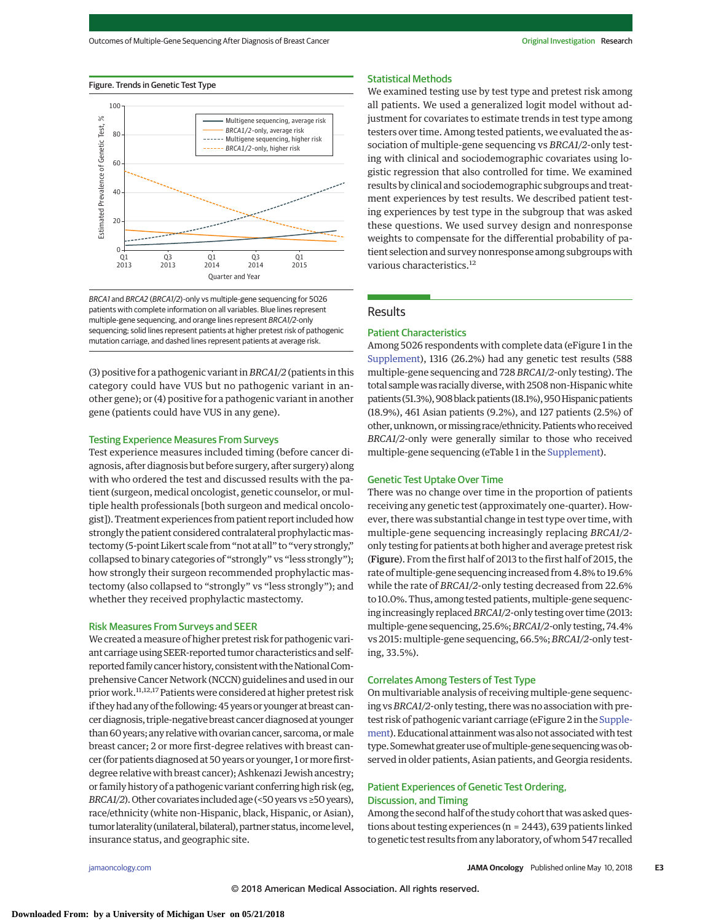**Figure. Trends in Genetic Test Type**

*BRCA1* and *BRCA2* (*BRCA1/2*)-only vs multiple-gene sequencing for 5026 patients with complete information on all variables. Blue lines represent multiple-gene sequencing, and orange lines represent *BRCA1/2*-only sequencing; solid lines represent patients at higher pretest risk of pathogenic mutation carriage, and dashed lines represent patients at average risk.

(3) positive for a pathogenic variant in *BRCA1/2* (patients in this category could have VUS but no pathogenic variant in another gene); or (4) positive for a pathogenic variant in another gene (patients could have VUS in any gene).

### Testing Experience Measures From Surveys

Test experience measures included timing (before cancer diagnosis, after diagnosis but before surgery, after surgery) along with who ordered the test and discussed results with the patient (surgeon, medical oncologist, genetic counselor, or multiple health professionals [both surgeon and medical oncologist]). Treatment experiences from patient report included how strongly the patient considered contralateral prophylactic mastectomy (5-point Likert scale from "not at all" to "very strongly," collapsed to binary categories of "strongly" vs "less strongly"); how strongly their surgeon recommended prophylactic mastectomy (also collapsed to "strongly" vs "less strongly"); and whether they received prophylactic mastectomy.

### Risk Measures From Surveys and SEER

We created a measure of higher pretest risk for pathogenic variant carriage using SEER-reported tumor characteristics and self-reported family cancer history, consistent with the National Comprehensive Cancer Network (NCCN) guidelines and used in our prior work.[11,12,17] Patients were considered at higher pretest risk if they had any of the following: 45 years or younger at breast cancer diagnosis, triple-negative breast cancer diagnosed at younger than 60 years; any relative with ovarian cancer, sarcoma, or male breast cancer; 2 or more first-degree relatives with breast cancer (for patients diagnosed at 50 years or younger, 1 or more first-degree relative with breast cancer); Ashkenazi Jewish ancestry; or family history of a pathogenic variant conferring high risk (eg, *BRCA1/2*). Other covariates included age (<50 years vs ≥50 years), race/ethnicity (white non-Hispanic, black, Hispanic, or Asian), tumor laterality (unilateral, bilateral), partner status, income level, insurance status, and geographic site.

### Statistical Methods

We examined testing use by test type and pretest risk among all patients. We used a generalized logit model without adjustment for covariates to estimate trends in test type among testers over time. Among tested patients, we evaluated the association of multiple-gene sequencing vs *BRCA1/2*-only testing with clinical and sociodemographic covariates using logistic regression that also controlled for time. We examined results by clinical and sociodemographic subgroups and treatment experiences by test results. We described patient testing experiences by test type in the subgroup that was asked these questions. We used survey design and nonresponse weights to compensate for the differential probability of patient selection and survey nonresponse among subgroups with various characteristics.[12]

## Results

### Patient Characteristics

Among 5026 respondents with complete data (eFigure 1 in the Supplement), 1316 (26.2%) had any genetic test results (588 multiple-gene sequencing and 728 *BRCA1/2*-only testing). The total sample was racially diverse, with 2508 non-Hispanic white patients (51.3%), 908 black patients (18.1%), 950 Hispanic patients (18.9%), 461 Asian patients (9.2%), and 127 patients (2.5%) of other, unknown, or missing race/ethnicity. Patients who received *BRCA1/2*-only were generally similar to those who received multiple-gene sequencing (eTable 1 in the Supplement).

### Genetic Test Uptake Over Time

There was no change over time in the proportion of patients receiving any genetic test (approximately one-quarter). However, there was substantial change in test type over time, with multiple-gene sequencing increasingly replacing *BRCA1/2*-only testing for patients at both higher and average pretest risk (**Figure**). From the first half of 2013 to the first half of 2015, the rate of multiple-gene sequencing increased from 4.8% to 19.6% while the rate of *BRCA1/2*-only testing decreased from 22.6% to 10.0%. Thus, among tested patients, multiple-gene sequencing increasingly replaced *BRCA1/2*-only testing over time (2013: multiple-gene sequencing, 25.6%; *BRCA1/2*-only testing, 74.4% vs 2015: multiple-gene sequencing, 66.5%; *BRCA1/2*-only testing, 33.5%).

### Correlates Among Testers of Test Type

On multivariable analysis of receiving multiple-gene sequencing vs *BRCA1/2*-only testing, there was no association with pretest risk of pathogenic variant carriage (eFigure 2 in the Supplement). Educational attainment was also not associated with test type. Somewhat greater use of multiple-gene sequencing was observed in older patients, Asian patients, and Georgia residents.

### Patient Experiences of Genetic Test Ordering, Discussion, and Timing

Among the second half of the study cohort that was asked questions about testing experiences (n = 2443), 639 patients linked to genetic test results from any laboratory, of whom 547 recalled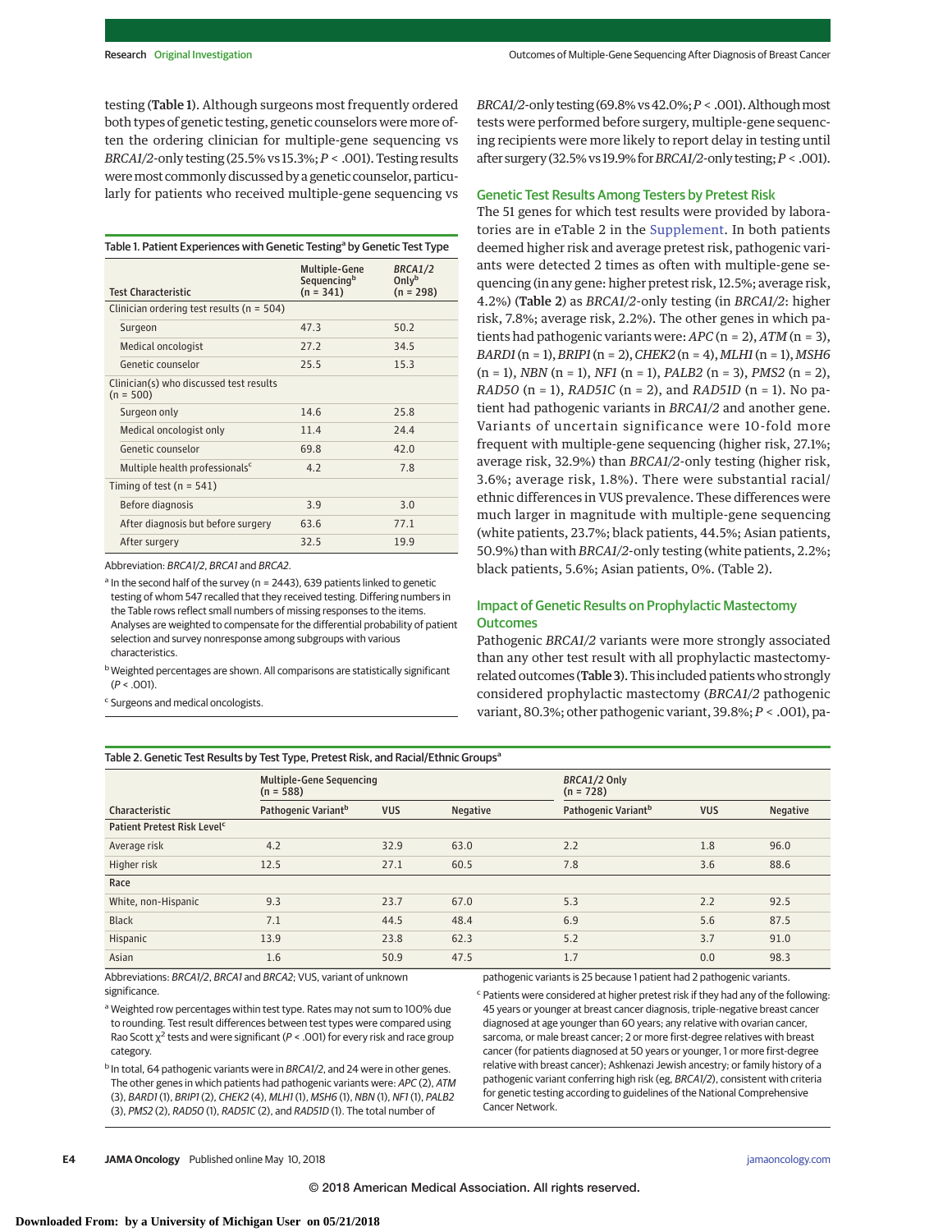testing (**Table 1**). Although surgeons most frequently ordered both types of genetic testing, genetic counselors were more often the ordering clinician for multiple-gene sequencing vs *BRCA1/2*-only testing (25.5% vs 15.3%; $P < .001$). Testing results were most commonly discussed by a genetic counselor, particularly for patients who received multiple-gene sequencing vs *BRCA1/2*-only testing (69.8% vs 42.0%; $P < .001$). Although most tests were performed before surgery, multiple-gene sequencing recipients were more likely to report delay in testing until after surgery (32.5% vs 19.9% for *BRCA1/2*-only testing; $P < .001$).

**Table 1. Patient Experiences with Genetic Testing[a] by Genetic Test Type**

| Test Characteristic | Multiple-Gene Sequencing[b] (n = 341) | *BRCA1/2* Only[b] (n = 298) |
|---|---|---|
| Clinician ordering test results (n = 504) | | |
| Surgeon | 47.3 | 50.2 |
| Medical oncologist | 27.2 | 34.5 |
| Genetic counselor | 25.5 | 15.3 |
| Clinician(s) who discussed test results (n = 500) | | |
| Surgeon only | 14.6 | 25.8 |
| Medical oncologist only | 11.4 | 24.4 |
| Genetic counselor | 69.8 | 42.0 |
| Multiple health professionals[c] | 4.2 | 7.8 |
| Timing of test (n = 541) | | |
| Before diagnosis | 3.9 | 3.0 |
| After diagnosis but before surgery | 63.6 | 77.1 |
| After surgery | 32.5 | 19.9 |

Abbreviation: *BRCA1/2*, *BRCA1* and *BRCA2*.

[a] In the second half of the survey (n = 2443), 639 patients linked to genetic testing of whom 547 recalled that they received testing. Differing numbers in the Table rows reflect small numbers of missing responses to the items. Analyses are weighted to compensate for the differential probability of patient selection and survey nonresponse among subgroups with various characteristics.

[b] Weighted percentages are shown. All comparisons are statistically significant ($P < .001$).

[c] Surgeons and medical oncologists.

## Genetic Test Results Among Testers by Pretest Risk

The 51 genes for which test results were provided by laboratories are in eTable 2 in the Supplement. In both patients deemed higher risk and average pretest risk, pathogenic variants were detected 2 times as often with multiple-gene sequencing (in any gene: higher pretest risk, 12.5%; average risk, 4.2%) (**Table 2**) as *BRCA1/2*-only testing (in *BRCA1/2*: higher risk, 7.8%; average risk, 2.2%). The other genes in which patients had pathogenic variants were: *APC* (n = 2), *ATM* (n = 3), *BARD1* (n = 1), *BRIP1* (n = 2), *CHEK2* (n = 4), *MLH1* (n = 1), *MSH6* (n = 1), *NBN* (n = 1), *NF1* (n = 1), *PALB2* (n = 3), *PMS2* (n = 2), *RAD50* (n = 1), *RAD51C* (n = 2), and *RAD51D* (n = 1). No patient had pathogenic variants in *BRCA1/2* and another gene. Variants of uncertain significance were 10-fold more frequent with multiple-gene sequencing (higher risk, 27.1%; average risk, 32.9%) than *BRCA1/2*-only testing (higher risk, 3.6%; average risk, 1.8%). There were substantial racial/ethnic differences in VUS prevalence. These differences were much larger in magnitude with multiple-gene sequencing (white patients, 23.7%; black patients, 44.5%; Asian patients, 50.9%) than with *BRCA1/2*-only testing (white patients, 2.2%; black patients, 5.6%; Asian patients, 0%). (Table 2).

## Impact of Genetic Results on Prophylactic Mastectomy Outcomes

Pathogenic *BRCA1/2* variants were more strongly associated than any other test result with all prophylactic mastectomy-related outcomes (**Table 3**). This included patients who strongly considered prophylactic mastectomy (*BRCA1/2* pathogenic variant, 80.3%; other pathogenic variant, 39.8%; $P < .001$), pa-

**Table 2. Genetic Test Results by Test Type, Pretest Risk, and Racial/Ethnic Groups[a]**

| Characteristic | Multiple-Gene Sequencing (n = 588) | | | *BRCA1/2* Only (n = 728) | | |
|---|---|---|---|---|---|---|
| | Pathogenic Variant[b] | VUS | Negative | Pathogenic Variant[b] | VUS | Negative |
| **Patient Pretest Risk Level[c]** | | | | | | |
| Average risk | 4.2 | 32.9 | 63.0 | 2.2 | 1.8 | 96.0 |
| Higher risk | 12.5 | 27.1 | 60.5 | 7.8 | 3.6 | 88.6 |
| **Race** | | | | | | |
| White, non-Hispanic | 9.3 | 23.7 | 67.0 | 5.3 | 2.2 | 92.5 |
| Black | 7.1 | 44.5 | 48.4 | 6.9 | 5.6 | 87.5 |
| Hispanic | 13.9 | 23.8 | 62.3 | 5.2 | 3.7 | 91.0 |
| Asian | 1.6 | 50.9 | 47.5 | 1.7 | 0.0 | 98.3 |

Abbreviations: *BRCA1/2*, *BRCA1* and *BRCA2*; VUS, variant of unknown significance.

[a] Weighted row percentages within test type. Rates may not sum to 100% due to rounding. Test result differences between test types were compared using Rao Scott $\chi^2$ tests and were significant ($P < .001$) for every risk and race group category.

[b] In total, 64 pathogenic variants were in *BRCA1/2*, and 24 were in other genes. The other genes in which patients had pathogenic variants were: *APC* (2), *ATM* (3), *BARD1* (1), *BRIP1* (2), *CHEK2* (4), *MLH1* (1), *MSH6* (1), *NBN* (1), *NF1* (1), *PALB2* (3), *PMS2* (2), *RAD50* (1), *RAD51C* (2), and *RAD51D* (1). The total number of pathogenic variants is 25 because 1 patient had 2 pathogenic variants.

[c] Patients were considered at higher pretest risk if they had any of the following: 45 years or younger at breast cancer diagnosis, triple-negative breast cancer diagnosed at age younger than 60 years; any relative with ovarian cancer, sarcoma, or male breast cancer; 2 or more first-degree relatives with breast cancer (for patients diagnosed at 50 years or younger, 1 or more first-degree relative with breast cancer); Ashkenazi Jewish ancestry; or family history of a pathogenic variant conferring high risk (eg, *BRCA1/2*), consistent with criteria for genetic testing according to guidelines of the National Comprehensive Cancer Network.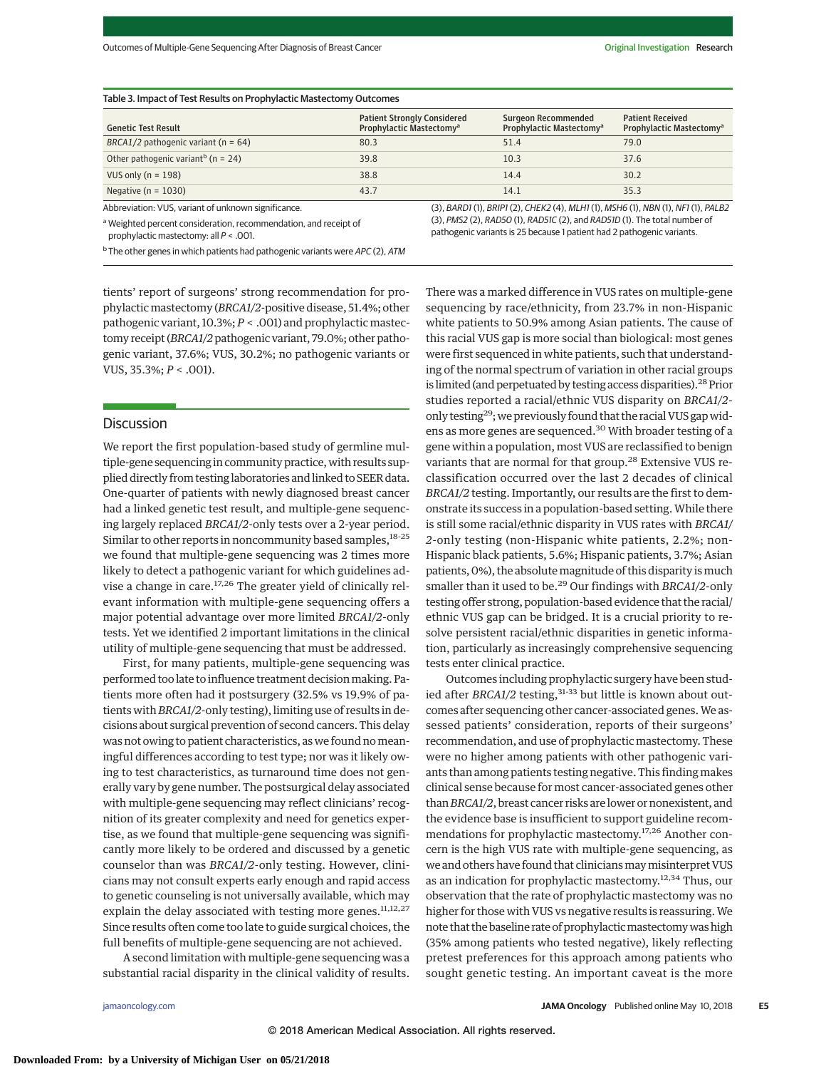Table 3. Impact of Test Results on Prophylactic Mastectomy Outcomes

| Genetic Test Result | Patient Strongly Considered Prophylactic Mastectomy[a] | Surgeon Recommended Prophylactic Mastectomy[a] | Patient Received Prophylactic Mastectomy[a] |
|---|---|---|---|
| *BRCA1/2* pathogenic variant (n = 64) | 80.3 | 51.4 | 79.0 |
| Other pathogenic variant[b] (n = 24) | 39.8 | 10.3 | 37.6 |
| VUS only (n = 198) | 38.8 | 14.4 | 30.2 |
| Negative (n = 1030) | 43.7 | 14.1 | 35.3 |

Abbreviation: VUS, variant of unknown significance.

[a] Weighted percent consideration, recommendation, and receipt of prophylactic mastectomy: all $P < .001$.

[b] The other genes in which patients had pathogenic variants were *APC* (2), *ATM* (3), *BARD1* (1), *BRIP1* (2), *CHEK2* (4), *MLH1* (1), *MSH6* (1), *NBN* (1), *NF1* (1), *PALB2* (3), *PMS2* (2), *RAD50* (1), *RAD51C* (2), and *RAD51D* (1). The total number of pathogenic variants is 25 because 1 patient had 2 pathogenic variants.

tients' report of surgeons' strong recommendation for prophylactic mastectomy (*BRCA1/2*-positive disease, 51.4%; other pathogenic variant, 10.3%; $P < .001$) and prophylactic mastectomy receipt (*BRCA1/2* pathogenic variant, 79.0%; other pathogenic variant, 37.6%; VUS, 30.2%; no pathogenic variants or VUS, 35.3%; $P < .001$).

## Discussion

We report the first population-based study of germline multiple-gene sequencing in community practice, with results supplied directly from testing laboratories and linked to SEER data. One-quarter of patients with newly diagnosed breast cancer had a linked genetic test result, and multiple-gene sequencing largely replaced *BRCA1/2*-only tests over a 2-year period. Similar to other reports in noncommunity based samples,[18-25] we found that multiple-gene sequencing was 2 times more likely to detect a pathogenic variant for which guidelines advise a change in care.[17,26] The greater yield of clinically relevant information with multiple-gene sequencing offers a major potential advantage over more limited *BRCA1/2*-only tests. Yet we identified 2 important limitations in the clinical utility of multiple-gene sequencing that must be addressed.

First, for many patients, multiple-gene sequencing was performed too late to influence treatment decision making. Patients more often had it postsurgery (32.5% vs 19.9% of patients with *BRCA1/2*-only testing), limiting use of results in decisions about surgical prevention of second cancers. This delay was not owing to patient characteristics, as we found no meaningful differences according to test type; nor was it likely owing to test characteristics, as turnaround time does not generally vary by gene number. The postsurgical delay associated with multiple-gene sequencing may reflect clinicians' recognition of its greater complexity and need for genetics expertise, as we found that multiple-gene sequencing was significantly more likely to be ordered and discussed by a genetic counselor than was *BRCA1/2*-only testing. However, clinicians may not consult experts early enough and rapid access to genetic counseling is not universally available, which may explain the delay associated with testing more genes.[11,12,27] Since results often come too late to guide surgical choices, the full benefits of multiple-gene sequencing are not achieved.

A second limitation with multiple-gene sequencing was a substantial racial disparity in the clinical validity of results. There was a marked difference in VUS rates on multiple-gene sequencing by race/ethnicity, from 23.7% in non-Hispanic white patients to 50.9% among Asian patients. The cause of this racial VUS gap is more social than biological: most genes were first sequenced in white patients, such that understanding of the normal spectrum of variation in other racial groups is limited (and perpetuated by testing access disparities).[28] Prior studies reported a racial/ethnic VUS disparity on *BRCA1/2*-only testing[29]; we previously found that the racial VUS gap widens as more genes are sequenced.[30] With broader testing of a gene within a population, most VUS are reclassified to benign variants that are normal for that group.[28] Extensive VUS reclassification occurred over the last 2 decades of clinical *BRCA1/2* testing. Importantly, our results are the first to demonstrate its success in a population-based setting. While there is still some racial/ethnic disparity in VUS rates with *BRCA1/2*-only testing (non-Hispanic white patients, 2.2%; non-Hispanic black patients, 5.6%; Hispanic patients, 3.7%; Asian patients, 0%), the absolute magnitude of this disparity is much smaller than it used to be.[29] Our findings with *BRCA1/2*-only testing offer strong, population-based evidence that the racial/ethnic VUS gap can be bridged. It is a crucial priority to resolve persistent racial/ethnic disparities in genetic information, particularly as increasingly comprehensive sequencing tests enter clinical practice.

Outcomes including prophylactic surgery have been studied after *BRCA1/2* testing,[31-33] but little is known about outcomes after sequencing other cancer-associated genes. We assessed patients' consideration, reports of their surgeons' recommendation, and use of prophylactic mastectomy. These were no higher among patients with other pathogenic variants than among patients testing negative. This finding makes clinical sense because for most cancer-associated genes other than *BRCA1/2*, breast cancer risks are lower or nonexistent, and the evidence base is insufficient to support guideline recommendations for prophylactic mastectomy.[17,26] Another concern is the high VUS rate with multiple-gene sequencing, as we and others have found that clinicians may misinterpret VUS as an indication for prophylactic mastectomy.[12,34] Thus, our observation that the rate of prophylactic mastectomy was no higher for those with VUS vs negative results is reassuring. We note that the baseline rate of prophylactic mastectomy was high (35% among patients who tested negative), likely reflecting pretest preferences for this approach among patients who sought genetic testing. An important caveat is the more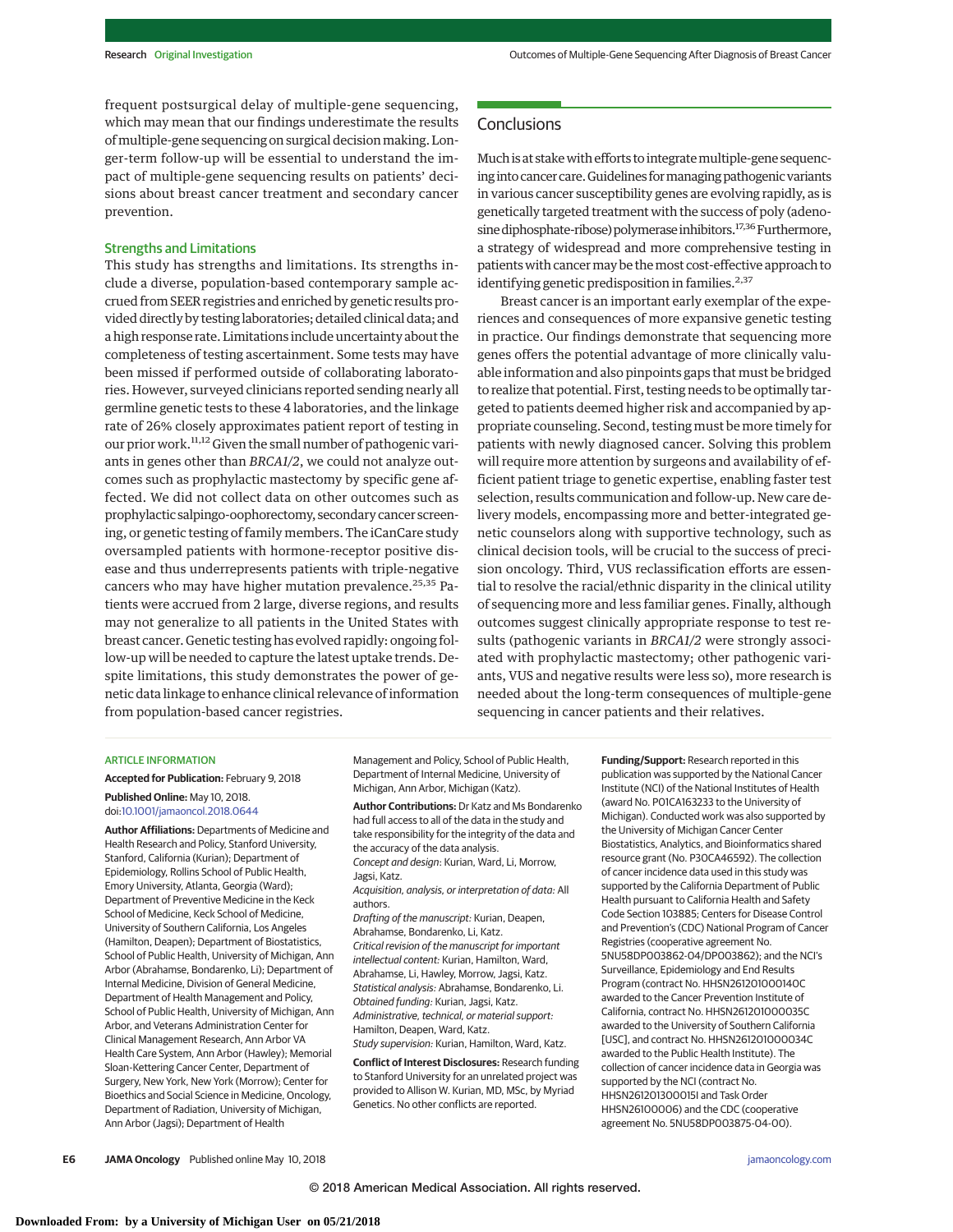frequent postsurgical delay of multiple-gene sequencing, which may mean that our findings underestimate the results of multiple-gene sequencing on surgical decision making. Longer-term follow-up will be essential to understand the impact of multiple-gene sequencing results on patients' decisions about breast cancer treatment and secondary cancer prevention.

### Strengths and Limitations

This study has strengths and limitations. Its strengths include a diverse, population-based contemporary sample accrued from SEER registries and enriched by genetic results provided directly by testing laboratories; detailed clinical data; and a high response rate. Limitations include uncertainty about the completeness of testing ascertainment. Some tests may have been missed if performed outside of collaborating laboratories. However, surveyed clinicians reported sending nearly all germline genetic tests to these 4 laboratories, and the linkage rate of 26% closely approximates patient report of testing in our prior work.[11,12] Given the small number of pathogenic variants in genes other than *BRCA1/2*, we could not analyze outcomes such as prophylactic mastectomy by specific gene affected. We did not collect data on other outcomes such as prophylactic salpingo-oophorectomy, secondary cancer screening, or genetic testing of family members. The iCanCare study oversampled patients with hormone-receptor positive disease and thus underrepresents patients with triple-negative cancers who may have higher mutation prevalence.[25,35] Patients were accrued from 2 large, diverse regions, and results may not generalize to all patients in the United States with breast cancer. Genetic testing has evolved rapidly: ongoing follow-up will be needed to capture the latest uptake trends. Despite limitations, this study demonstrates the power of genetic data linkage to enhance clinical relevance of information from population-based cancer registries.

## Conclusions

Much is at stake with efforts to integrate multiple-gene sequencing into cancer care. Guidelines for managing pathogenic variants in various cancer susceptibility genes are evolving rapidly, as is genetically targeted treatment with the success of poly (adenosine diphosphate-ribose) polymerase inhibitors.[17,36] Furthermore, a strategy of widespread and more comprehensive testing in patients with cancer may be the most cost-effective approach to identifying genetic predisposition in families.[2,37]

Breast cancer is an important early exemplar of the experiences and consequences of more expansive genetic testing in practice. Our findings demonstrate that sequencing more genes offers the potential advantage of more clinically valuable information and also pinpoints gaps that must be bridged to realize that potential. First, testing needs to be optimally targeted to patients deemed higher risk and accompanied by appropriate counseling. Second, testing must be more timely for patients with newly diagnosed cancer. Solving this problem will require more attention by surgeons and availability of efficient patient triage to genetic expertise, enabling faster test selection, results communication and follow-up. New care delivery models, encompassing more and better-integrated genetic counselors along with supportive technology, such as clinical decision tools, will be crucial to the success of precision oncology. Third, VUS reclassification efforts are essential to resolve the racial/ethnic disparity in the clinical utility of sequencing more and less familiar genes. Finally, although outcomes suggest clinically appropriate response to test results (pathogenic variants in *BRCA1/2* were strongly associated with prophylactic mastectomy; other pathogenic variants, VUS and negative results were less so), more research is needed about the long-term consequences of multiple-gene sequencing in cancer patients and their relatives.

### ARTICLE INFORMATION

**Accepted for Publication:** February 9, 2018.

**Published Online:** May 10, 2018. doi:10.1001/jamaoncol.2018.0644

**Author Affiliations:** Departments of Medicine and Health Research and Policy, Stanford University, Stanford, California (Kurian); Department of Epidemiology, Rollins School of Public Health, Emory University, Atlanta, Georgia (Ward); Department of Preventive Medicine in the Keck School of Medicine, Keck School of Medicine, University of Southern California, Los Angeles (Hamilton, Deapen); Department of Biostatistics, School of Public Health, University of Michigan, Ann Arbor (Abrahamse, Bondarenko, Li); Department of Internal Medicine, Division of General Medicine, Department of Health Management and Policy, School of Public Health, University of Michigan, Ann Arbor, and Veterans Administration Center for Clinical Management Research, Ann Arbor VA Health Care System, Ann Arbor (Hawley); Memorial Sloan-Kettering Cancer Center, Department of Surgery, New York, New York (Morrow); Center for Bioethics and Social Science in Medicine, Oncology, Department of Radiation, University of Michigan, Ann Arbor (Jagsi); Department of Health Management and Policy, School of Public Health, Department of Internal Medicine, University of Michigan, Ann Arbor, Michigan (Katz).

**Author Contributions:** Dr Katz and Ms Bondarenko had full access to all of the data in the study and take responsibility for the integrity of the data and the accuracy of the data analysis.

*Concept and design:* Kurian, Ward, Li, Morrow, Jagsi, Katz.

*Acquisition, analysis, or interpretation of data:* All authors.

*Drafting of the manuscript:* Kurian, Deapen, Abrahamse, Bondarenko, Li, Katz.

*Critical revision of the manuscript for important intellectual content:* Kurian, Hamilton, Ward, Abrahamse, Li, Hawley, Morrow, Jagsi, Katz.

*Statistical analysis:* Abrahamse, Bondarenko, Li.

*Obtained funding:* Kurian, Jagsi, Katz.

*Administrative, technical, or material support:* Hamilton, Deapen, Ward, Katz.

*Study supervision:* Kurian, Hamilton, Ward, Katz.

**Conflict of Interest Disclosures:** Research funding to Stanford University for an unrelated project was provided to Allison W. Kurian, MD, MSc, by Myriad Genetics. No other conflicts are reported.

**Funding/Support:** Research reported in this publication was supported by the National Cancer Institute (NCI) of the National Institutes of Health (award No. P01CA163233 to the University of Michigan). Conducted work was also supported by the University of Michigan Cancer Center Biostatistics, Analytics, and Bioinformatics shared resource grant (No. P30CA46592). The collection of cancer incidence data used in this study was supported by the California Department of Public Health pursuant to California Health and Safety Code Section 103885; Centers for Disease Control and Prevention's (CDC) National Program of Cancer Registries (cooperative agreement No. 5NU58DP003862-04/DP003862); and the NCI's Surveillance, Epidemiology and End Results Program (contract No. HHSN261201000140C awarded to the Cancer Prevention Institute of California, contract No. HHSN261201000035C awarded to the University of Southern California [USC], and contract No. HHSN261201000034C awarded to the Public Health Institute). The collection of cancer incidence data in Georgia was supported by the NCI (contract No. HHSN261201300015I and Task Order HHSN26100006) and the CDC (cooperative agreement No. 5NU58DP003875-04-00).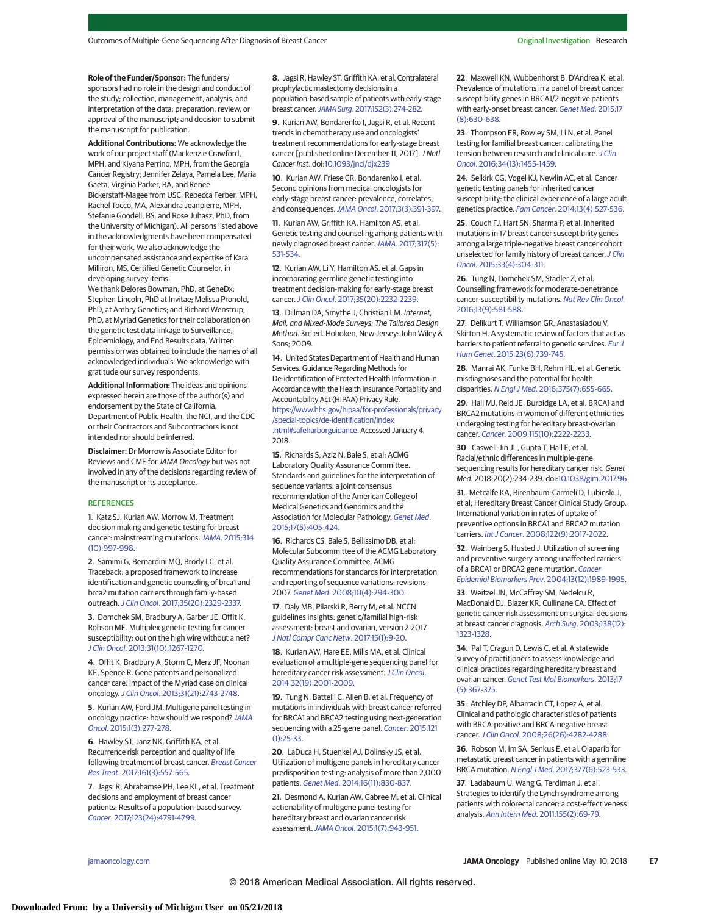**Role of the Funder/Sponsor:** The funders/sponsors had no role in the design and conduct of the study; collection, management, analysis, and interpretation of the data; preparation, review, or approval of the manuscript; and decision to submit the manuscript for publication.

**Additional Contributions:** We acknowledge the work of our project staff (Mackenzie Crawford, MPH, and Kiyana Perrino, MPH, from the Georgia Cancer Registry; Jennifer Zelaya, Pamela Lee, Maria Gaeta, Virginia Parker, BA, and Renee Bickerstaff-Magee from USC; Rebecca Ferber, MPH, Rachel Tocco, MA, Alexandra Jeanpierre, MPH, Stefanie Goodell, BS, and Rose Juhasz, PhD, from the University of Michigan). All persons listed above in the acknowledgments have been compensated for their work. We also acknowledge the uncompensated assistance and expertise of Kara Milliron, MS, Certified Genetic Counselor, in developing survey items.

We thank Delores Bowman, PhD, at GeneDx; Stephen Lincoln, PhD at Invitae; Melissa Pronold, PhD, at Ambry Genetics; and Richard Wenstrup, PhD, at Myriad Genetics for their collaboration on the genetic test data linkage to Surveillance, Epidemiology, and End Results data. Written permission was obtained to include the names of all acknowledged individuals. We acknowledge with gratitude our survey respondents.

**Additional Information:** The ideas and opinions expressed herein are those of the author(s) and endorsement by the State of California, Department of Public Health, the NCI, and the CDC or their Contractors and Subcontractors is not intended nor should be inferred.

**Disclaimer:** Dr Morrow is Associate Editor for Reviews and CME for *JAMA Oncology* but was not involved in any of the decisions regarding review of the manuscript or its acceptance.

## REFERENCES

1. Katz SJ, Kurian AW, Morrow M. Treatment decision making and genetic testing for breast cancer: mainstreaming mutations. *JAMA*. 2015;314(10):997-998.

2. Samimi G, Bernardini MQ, Brody LC, et al. Traceback: a proposed framework to increase identification and genetic counseling of brca1 and brca2 mutation carriers through family-based outreach. *J Clin Oncol*. 2017;35(20):2329-2337.

3. Domchek SM, Bradbury A, Garber JE, Offit K, Robson ME. Multiplex genetic testing for cancer susceptibility: out on the high wire without a net? *J Clin Oncol*. 2013;31(10):1267-1270.

4. Offit K, Bradbury A, Storm C, Merz JF, Noonan KE, Spence R. Gene patents and personalized cancer care: impact of the Myriad case on clinical oncology. *J Clin Oncol*. 2013;31(21):2743-2748.

5. Kurian AW, Ford JM. Multigene panel testing in oncology practice: how should we respond? *JAMA Oncol*. 2015;1(3):277-278.

6. Hawley ST, Janz NK, Griffith KA, et al. Recurrence risk perception and quality of life following treatment of breast cancer. *Breast Cancer Res Treat*. 2017;161(3):557-565.

7. Jagsi R, Abrahamse PH, Lee KL, et al. Treatment decisions and employment of breast cancer patients: Results of a population-based survey. *Cancer*. 2017;123(24):4791-4799.

8. Jagsi R, Hawley ST, Griffith KA, et al. Contralateral prophylactic mastectomy decisions in a population-based sample of patients with early-stage breast cancer. *JAMA Surg*. 2017;152(3):274-282.

9. Kurian AW, Bondarenko I, Jagsi R, et al. Recent trends in chemotherapy use and oncologists' treatment recommendations for early-stage breast cancer [published online December 11, 2017]. *J Natl Cancer Inst*. doi:10.1093/jnci/djx239

10. Kurian AW, Friese CR, Bondarenko I, et al. Second opinions from medical oncologists for early-stage breast cancer: prevalence, correlates, and consequences. *JAMA Oncol*. 2017;3(3):391-397.

11. Kurian AW, Griffith KA, Hamilton AS, et al. Genetic testing and counseling among patients with newly diagnosed breast cancer. *JAMA*. 2017;317(5):531-534.

12. Kurian AW, Li Y, Hamilton AS, et al. Gaps in incorporating germline genetic testing into treatment decision-making for early-stage breast cancer. *J Clin Oncol*. 2017;35(20):2232-2239.

13. Dillman DA, Smythe J, Christian LM. *Internet, Mail, and Mixed-Mode Surveys: The Tailored Design Method*. 3rd ed. Hoboken, New Jersey: John Wiley & Sons; 2009.

14. United States Department of Health and Human Services. Guidance Regarding Methods for De-identification of Protected Health Information in Accordance with the Health Insurance Portability and Accountability Act (HIPAA) Privacy Rule. https://www.hhs.gov/hipaa/for-professionals/privacy/special-topics/de-identification/index.html#safeharborguidance. Accessed January 4, 2018.

15. Richards S, Aziz N, Bale S, et al; ACMG Laboratory Quality Assurance Committee. Standards and guidelines for the interpretation of sequence variants: a joint consensus recommendation of the American College of Medical Genetics and Genomics and the Association for Molecular Pathology. *Genet Med*. 2015;17(5):405-424.

16. Richards CS, Bale S, Bellissimo DB, et al; Molecular Subcommittee of the ACMG Laboratory Quality Assurance Committee. ACMG recommendations for standards for interpretation and reporting of sequence variations: revisions 2007. *Genet Med*. 2008;10(4):294-300.

17. Daly MB, Pilarski R, Berry M, et al. NCCN guidelines insights: genetic/familial high-risk assessment: breast and ovarian, version 2.2017. *J Natl Compr Canc Netw*. 2017;15(1):9-20.

18. Kurian AW, Hare EE, Mills MA, et al. Clinical evaluation of a multiple-gene sequencing panel for hereditary cancer risk assessment. *J Clin Oncol*. 2014;32(19):2001-2009.

19. Tung N, Battelli C, Allen B, et al. Frequency of mutations in individuals with breast cancer referred for BRCA1 and BRCA2 testing using next-generation sequencing with a 25-gene panel. *Cancer*. 2015;121(1):25-33.

20. LaDuca H, Stuenkel AJ, Dolinsky JS, et al. Utilization of multigene panels in hereditary cancer predisposition testing: analysis of more than 2,000 patients. *Genet Med*. 2014;16(11):830-837.

21. Desmond A, Kurian AW, Gabree M, et al. Clinical actionability of multigene panel testing for hereditary breast and ovarian cancer risk assessment. *JAMA Oncol*. 2015;1(7):943-951.

22. Maxwell KN, Wubbenhorst B, D'Andrea K, et al. Prevalence of mutations in a panel of breast cancer susceptibility genes in BRCA1/2-negative patients with early-onset breast cancer. *Genet Med*. 2015;17(8):630-638.

23. Thompson ER, Rowley SM, Li N, et al. Panel testing for familial breast cancer: calibrating the tension between research and clinical care. *J Clin Oncol*. 2016;34(13):1455-1459.

24. Selkirk CG, Vogel KJ, Newlin AC, et al. Cancer genetic testing panels for inherited cancer susceptibility: the clinical experience of a large adult genetics practice. *Fam Cancer*. 2014;13(4):527-536.

25. Couch FJ, Hart SN, Sharma P, et al. Inherited mutations in 17 breast cancer susceptibility genes among a large triple-negative breast cancer cohort unselected for family history of breast cancer. *J Clin Oncol*. 2015;33(4):304-311.

26. Tung N, Domchek SM, Stadler Z, et al. Counselling framework for moderate-penetrance cancer-susceptibility mutations. *Nat Rev Clin Oncol*. 2016;13(9):581-588.

27. Delikurt T, Williamson GR, Anastasiadou V, Skirton H. A systematic review of factors that act as barriers to patient referral to genetic services. *Eur J Hum Genet*. 2015;23(6):739-745.

28. Manrai AK, Funke BH, Rehm HL, et al. Genetic misdiagnoses and the potential for health disparities. *N Engl J Med*. 2016;375(7):655-665.

29. Hall MJ, Reid JE, Burbidge LA, et al. BRCA1 and BRCA2 mutations in women of different ethnicities undergoing testing for hereditary breast-ovarian cancer. *Cancer*. 2009;115(10):2222-2233.

30. Caswell-Jin JL, Gupta T, Hall E, et al. Racial/ethnic differences in multiple-gene sequencing results for hereditary cancer risk. *Genet Med*. 2018;20(2):234-239. doi:10.1038/gim.2017.96

31. Metcalfe KA, Birenbaum-Carmeli D, Lubinski J, et al; Hereditary Breast Cancer Clinical Study Group. International variation in rates of uptake of preventive options in BRCA1 and BRCA2 mutation carriers. *Int J Cancer*. 2008;122(9):2017-2022.

32. Wainberg S, Husted J. Utilization of screening and preventive surgery among unaffected carriers of a BRCA1 or BRCA2 gene mutation. *Cancer Epidemiol Biomarkers Prev*. 2004;13(12):1989-1995.

33. Weitzel JN, McCaffrey SM, Nedelcu R, MacDonald DJ, Blazer KR, Cullinane CA. Effect of genetic cancer risk assessment on surgical decisions at breast cancer diagnosis. *Arch Surg*. 2003;138(12):1323-1328.

34. Pal T, Cragun D, Lewis C, et al. A statewide survey of practitioners to assess knowledge and clinical practices regarding hereditary breast and ovarian cancer. *Genet Test Mol Biomarkers*. 2013;17(5):367-375.

35. Atchley DP, Albarracin CT, Lopez A, et al. Clinical and pathologic characteristics of patients with BRCA-positive and BRCA-negative breast cancer. *J Clin Oncol*. 2008;26(26):4282-4288.

36. Robson M, Im SA, Senkus E, et al. Olaparib for metastatic breast cancer in patients with a germline BRCA mutation. *N Engl J Med*. 2017;377(6):523-533.

37. Ladabaum U, Wang G, Terdiman J, et al. Strategies to identify the Lynch syndrome among patients with colorectal cancer: a cost-effectiveness analysis. *Ann Intern Med*. 2011;155(2):69-79.